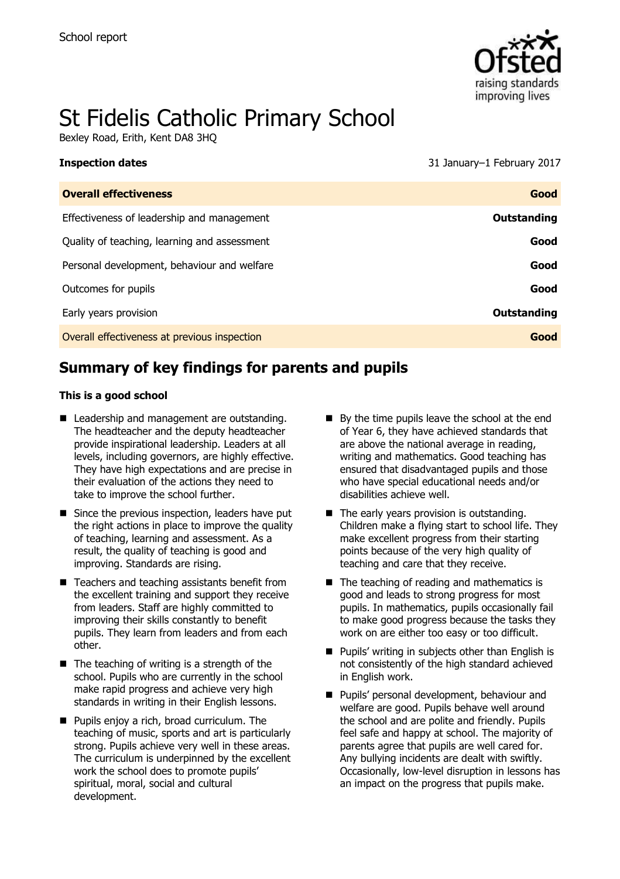School report

# St Fidelis Catholic Primary School

Bexley Road, Erith, Kent DA8 3HQ

**Inspection dates** 31 January–1 February 2017

| **Overall effectiveness** | **Good** |
| --- | --- |
| Effectiveness of leadership and management | **Outstanding** |
| Quality of teaching, learning and assessment | **Good** |
| Personal development, behaviour and welfare | **Good** |
| Outcomes for pupils | **Good** |
| Early years provision | **Outstanding** |
| Overall effectiveness at previous inspection | **Good** |

## Summary of key findings for parents and pupils

**This is a good school**

- Leadership and management are outstanding. The headteacher and the deputy headteacher provide inspirational leadership. Leaders at all levels, including governors, are highly effective. They have high expectations and are precise in their evaluation of the actions they need to take to improve the school further.
- Since the previous inspection, leaders have put the right actions in place to improve the quality of teaching, learning and assessment. As a result, the quality of teaching is good and improving. Standards are rising.
- Teachers and teaching assistants benefit from the excellent training and support they receive from leaders. Staff are highly committed to improving their skills constantly to benefit pupils. They learn from leaders and from each other.
- The teaching of writing is a strength of the school. Pupils who are currently in the school make rapid progress and achieve very high standards in writing in their English lessons.
- Pupils enjoy a rich, broad curriculum. The teaching of music, sports and art is particularly strong. Pupils achieve very well in these areas. The curriculum is underpinned by the excellent work the school does to promote pupils' spiritual, moral, social and cultural development.
- By the time pupils leave the school at the end of Year 6, they have achieved standards that are above the national average in reading, writing and mathematics. Good teaching has ensured that disadvantaged pupils and those who have special educational needs and/or disabilities achieve well.
- The early years provision is outstanding. Children make a flying start to school life. They make excellent progress from their starting points because of the very high quality of teaching and care that they receive.
- The teaching of reading and mathematics is good and leads to strong progress for most pupils. In mathematics, pupils occasionally fail to make good progress because the tasks they work on are either too easy or too difficult.
- Pupils' writing in subjects other than English is not consistently of the high standard achieved in English work.
- Pupils' personal development, behaviour and welfare are good. Pupils behave well around the school and are polite and friendly. Pupils feel safe and happy at school. The majority of parents agree that pupils are well cared for. Any bullying incidents are dealt with swiftly. Occasionally, low-level disruption in lessons has an impact on the progress that pupils make.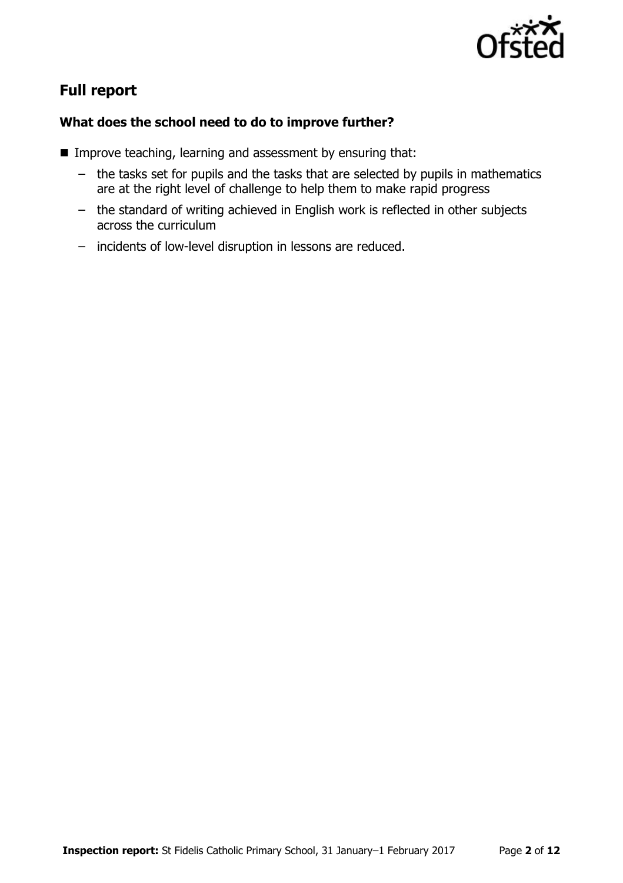## Full report

### What does the school need to do to improve further?

- Improve teaching, learning and assessment by ensuring that:
  - the tasks set for pupils and the tasks that are selected by pupils in mathematics are at the right level of challenge to help them to make rapid progress
  - the standard of writing achieved in English work is reflected in other subjects across the curriculum
  - incidents of low-level disruption in lessons are reduced.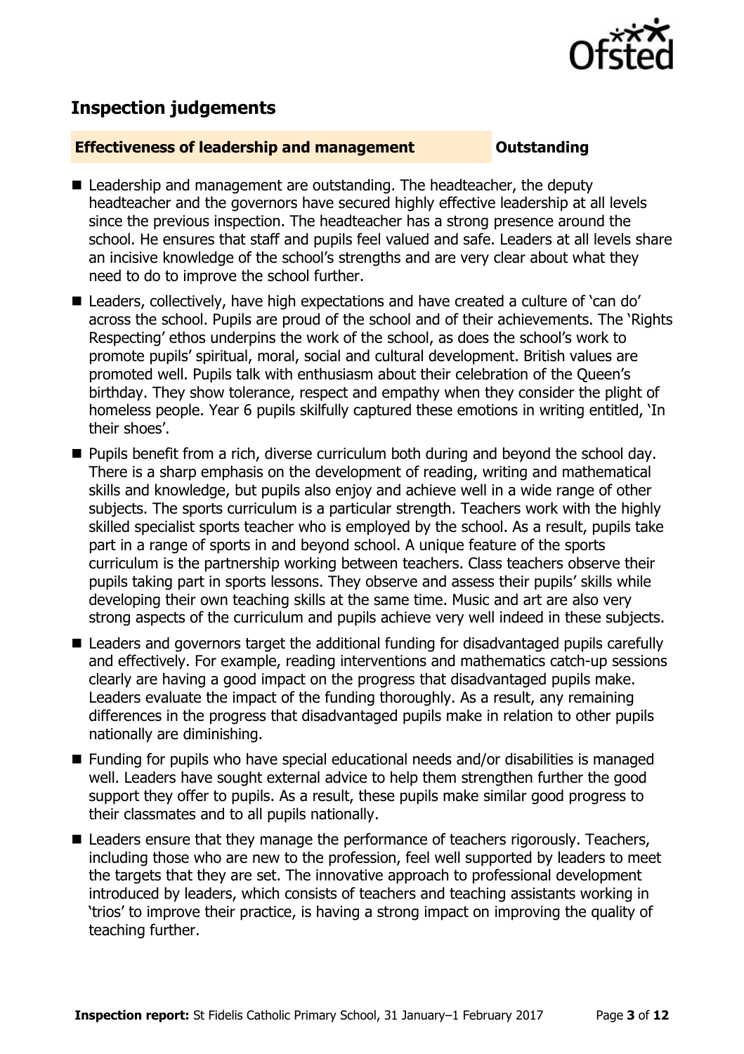## Inspection judgements

**Effectiveness of leadership and management** **Outstanding**

- Leadership and management are outstanding. The headteacher, the deputy headteacher and the governors have secured highly effective leadership at all levels since the previous inspection. The headteacher has a strong presence around the school. He ensures that staff and pupils feel valued and safe. Leaders at all levels share an incisive knowledge of the school's strengths and are very clear about what they need to do to improve the school further.
- Leaders, collectively, have high expectations and have created a culture of 'can do' across the school. Pupils are proud of the school and of their achievements. The 'Rights Respecting' ethos underpins the work of the school, as does the school's work to promote pupils' spiritual, moral, social and cultural development. British values are promoted well. Pupils talk with enthusiasm about their celebration of the Queen's birthday. They show tolerance, respect and empathy when they consider the plight of homeless people. Year 6 pupils skilfully captured these emotions in writing entitled, 'In their shoes'.
- Pupils benefit from a rich, diverse curriculum both during and beyond the school day. There is a sharp emphasis on the development of reading, writing and mathematical skills and knowledge, but pupils also enjoy and achieve well in a wide range of other subjects. The sports curriculum is a particular strength. Teachers work with the highly skilled specialist sports teacher who is employed by the school. As a result, pupils take part in a range of sports in and beyond school. A unique feature of the sports curriculum is the partnership working between teachers. Class teachers observe their pupils taking part in sports lessons. They observe and assess their pupils' skills while developing their own teaching skills at the same time. Music and art are also very strong aspects of the curriculum and pupils achieve very well indeed in these subjects.
- Leaders and governors target the additional funding for disadvantaged pupils carefully and effectively. For example, reading interventions and mathematics catch-up sessions clearly are having a good impact on the progress that disadvantaged pupils make. Leaders evaluate the impact of the funding thoroughly. As a result, any remaining differences in the progress that disadvantaged pupils make in relation to other pupils nationally are diminishing.
- Funding for pupils who have special educational needs and/or disabilities is managed well. Leaders have sought external advice to help them strengthen further the good support they offer to pupils. As a result, these pupils make similar good progress to their classmates and to all pupils nationally.
- Leaders ensure that they manage the performance of teachers rigorously. Teachers, including those who are new to the profession, feel well supported by leaders to meet the targets that they are set. The innovative approach to professional development introduced by leaders, which consists of teachers and teaching assistants working in 'trios' to improve their practice, is having a strong impact on improving the quality of teaching further.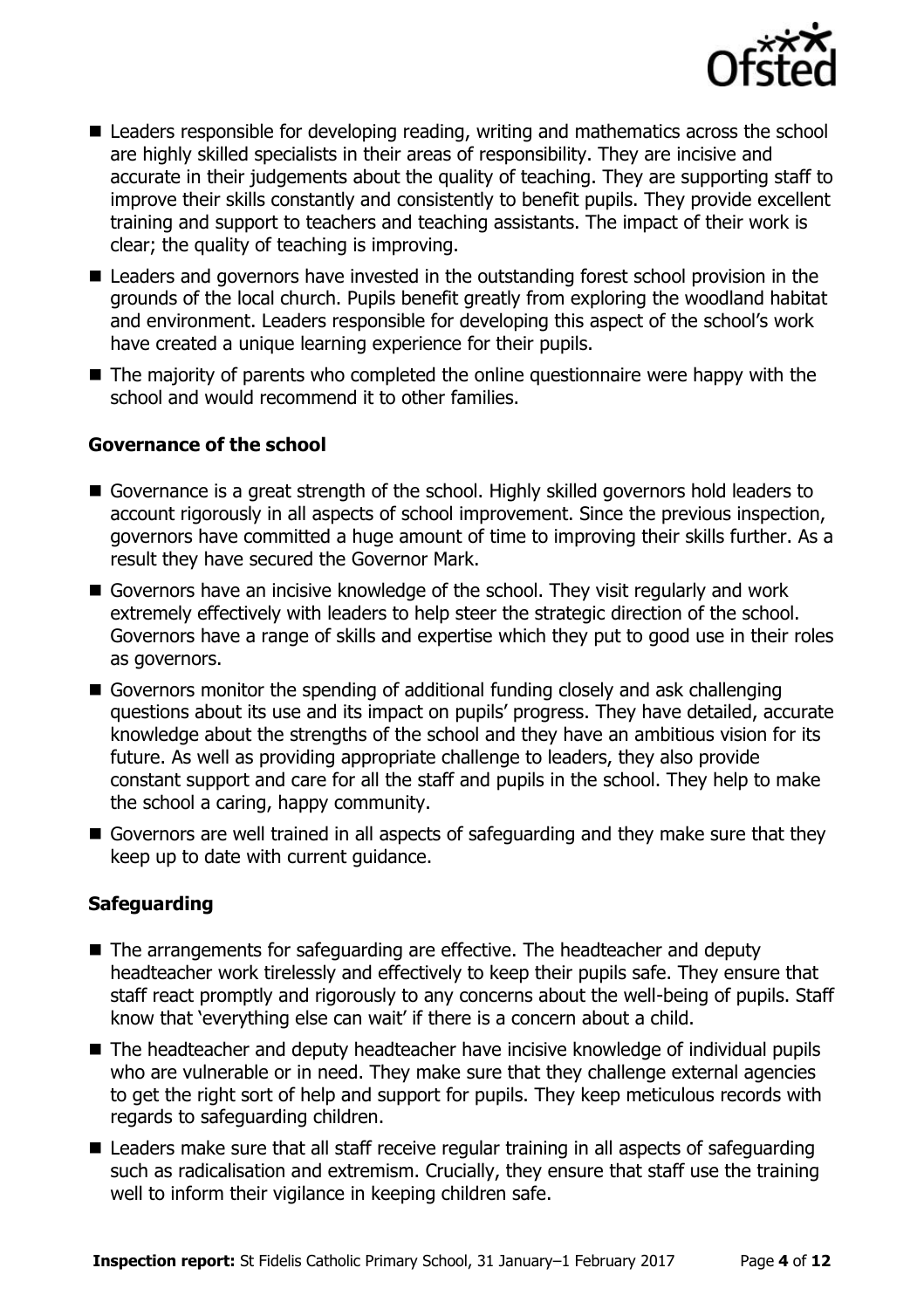- Leaders responsible for developing reading, writing and mathematics across the school are highly skilled specialists in their areas of responsibility. They are incisive and accurate in their judgements about the quality of teaching. They are supporting staff to improve their skills constantly and consistently to benefit pupils. They provide excellent training and support to teachers and teaching assistants. The impact of their work is clear; the quality of teaching is improving.
- Leaders and governors have invested in the outstanding forest school provision in the grounds of the local church. Pupils benefit greatly from exploring the woodland habitat and environment. Leaders responsible for developing this aspect of the school's work have created a unique learning experience for their pupils.
- The majority of parents who completed the online questionnaire were happy with the school and would recommend it to other families.

### Governance of the school

- Governance is a great strength of the school. Highly skilled governors hold leaders to account rigorously in all aspects of school improvement. Since the previous inspection, governors have committed a huge amount of time to improving their skills further. As a result they have secured the Governor Mark.
- Governors have an incisive knowledge of the school. They visit regularly and work extremely effectively with leaders to help steer the strategic direction of the school. Governors have a range of skills and expertise which they put to good use in their roles as governors.
- Governors monitor the spending of additional funding closely and ask challenging questions about its use and its impact on pupils' progress. They have detailed, accurate knowledge about the strengths of the school and they have an ambitious vision for its future. As well as providing appropriate challenge to leaders, they also provide constant support and care for all the staff and pupils in the school. They help to make the school a caring, happy community.
- Governors are well trained in all aspects of safeguarding and they make sure that they keep up to date with current guidance.

### Safeguarding

- The arrangements for safeguarding are effective. The headteacher and deputy headteacher work tirelessly and effectively to keep their pupils safe. They ensure that staff react promptly and rigorously to any concerns about the well-being of pupils. Staff know that 'everything else can wait' if there is a concern about a child.
- The headteacher and deputy headteacher have incisive knowledge of individual pupils who are vulnerable or in need. They make sure that they challenge external agencies to get the right sort of help and support for pupils. They keep meticulous records with regards to safeguarding children.
- Leaders make sure that all staff receive regular training in all aspects of safeguarding such as radicalisation and extremism. Crucially, they ensure that staff use the training well to inform their vigilance in keeping children safe.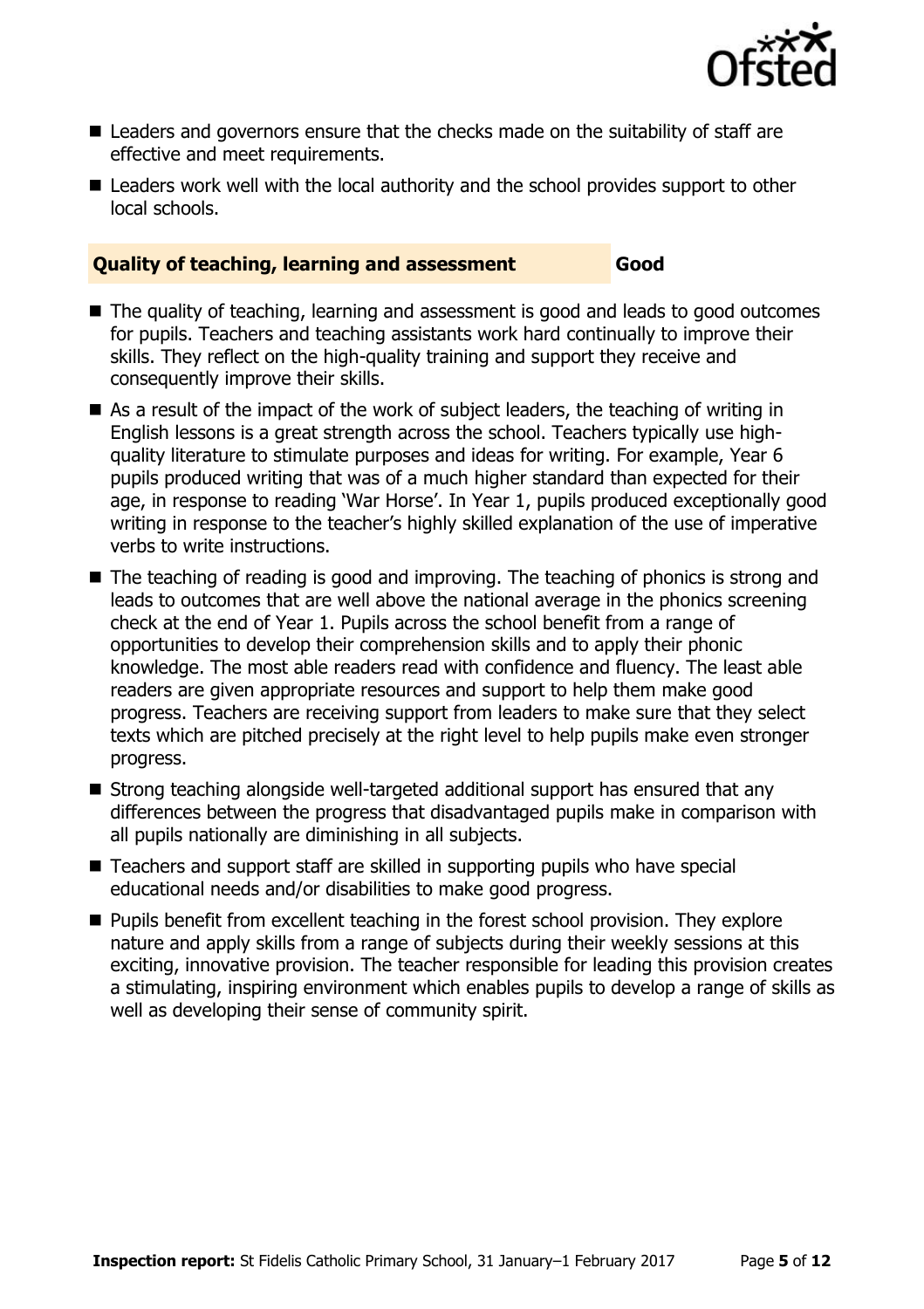- Leaders and governors ensure that the checks made on the suitability of staff are effective and meet requirements.
- Leaders work well with the local authority and the school provides support to other local schools.

### Quality of teaching, learning and assessment — Good

- The quality of teaching, learning and assessment is good and leads to good outcomes for pupils. Teachers and teaching assistants work hard continually to improve their skills. They reflect on the high-quality training and support they receive and consequently improve their skills.
- As a result of the impact of the work of subject leaders, the teaching of writing in English lessons is a great strength across the school. Teachers typically use high-quality literature to stimulate purposes and ideas for writing. For example, Year 6 pupils produced writing that was of a much higher standard than expected for their age, in response to reading 'War Horse'. In Year 1, pupils produced exceptionally good writing in response to the teacher's highly skilled explanation of the use of imperative verbs to write instructions.
- The teaching of reading is good and improving. The teaching of phonics is strong and leads to outcomes that are well above the national average in the phonics screening check at the end of Year 1. Pupils across the school benefit from a range of opportunities to develop their comprehension skills and to apply their phonic knowledge. The most able readers read with confidence and fluency. The least able readers are given appropriate resources and support to help them make good progress. Teachers are receiving support from leaders to make sure that they select texts which are pitched precisely at the right level to help pupils make even stronger progress.
- Strong teaching alongside well-targeted additional support has ensured that any differences between the progress that disadvantaged pupils make in comparison with all pupils nationally are diminishing in all subjects.
- Teachers and support staff are skilled in supporting pupils who have special educational needs and/or disabilities to make good progress.
- Pupils benefit from excellent teaching in the forest school provision. They explore nature and apply skills from a range of subjects during their weekly sessions at this exciting, innovative provision. The teacher responsible for leading this provision creates a stimulating, inspiring environment which enables pupils to develop a range of skills as well as developing their sense of community spirit.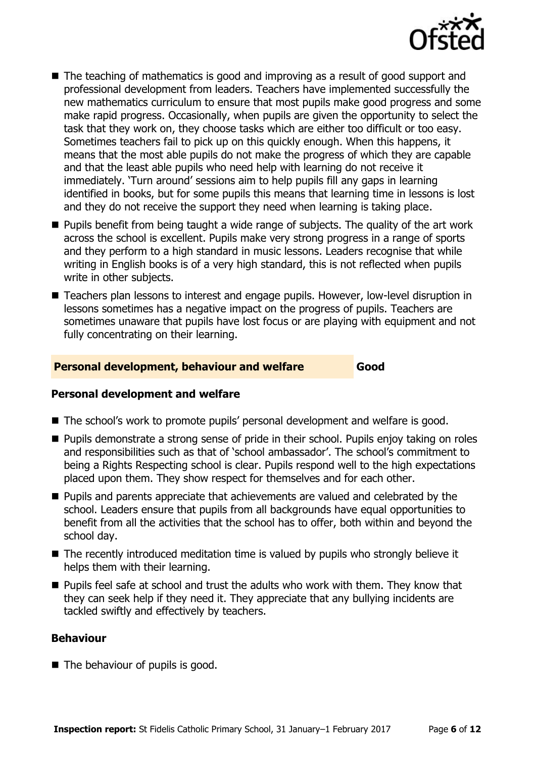- The teaching of mathematics is good and improving as a result of good support and professional development from leaders. Teachers have implemented successfully the new mathematics curriculum to ensure that most pupils make good progress and some make rapid progress. Occasionally, when pupils are given the opportunity to select the task that they work on, they choose tasks which are either too difficult or too easy. Sometimes teachers fail to pick up on this quickly enough. When this happens, it means that the most able pupils do not make the progress of which they are capable and that the least able pupils who need help with learning do not receive it immediately. 'Turn around' sessions aim to help pupils fill any gaps in learning identified in books, but for some pupils this means that learning time in lessons is lost and they do not receive the support they need when learning is taking place.
- Pupils benefit from being taught a wide range of subjects. The quality of the art work across the school is excellent. Pupils make very strong progress in a range of sports and they perform to a high standard in music lessons. Leaders recognise that while writing in English books is of a very high standard, this is not reflected when pupils write in other subjects.
- Teachers plan lessons to interest and engage pupils. However, low-level disruption in lessons sometimes has a negative impact on the progress of pupils. Teachers are sometimes unaware that pupils have lost focus or are playing with equipment and not fully concentrating on their learning.

## Personal development, behaviour and welfare — Good

### Personal development and welfare

- The school's work to promote pupils' personal development and welfare is good.
- Pupils demonstrate a strong sense of pride in their school. Pupils enjoy taking on roles and responsibilities such as that of 'school ambassador'. The school's commitment to being a Rights Respecting school is clear. Pupils respond well to the high expectations placed upon them. They show respect for themselves and for each other.
- Pupils and parents appreciate that achievements are valued and celebrated by the school. Leaders ensure that pupils from all backgrounds have equal opportunities to benefit from all the activities that the school has to offer, both within and beyond the school day.
- The recently introduced meditation time is valued by pupils who strongly believe it helps them with their learning.
- Pupils feel safe at school and trust the adults who work with them. They know that they can seek help if they need it. They appreciate that any bullying incidents are tackled swiftly and effectively by teachers.

### Behaviour

- The behaviour of pupils is good.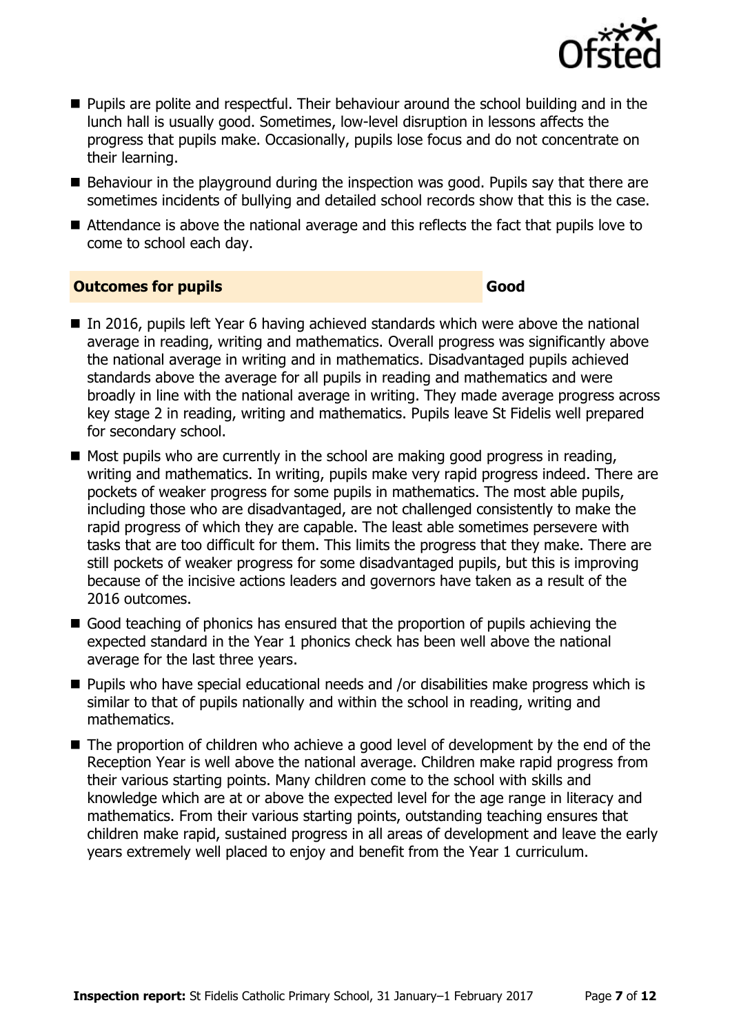- Pupils are polite and respectful. Their behaviour around the school building and in the lunch hall is usually good. Sometimes, low-level disruption in lessons affects the progress that pupils make. Occasionally, pupils lose focus and do not concentrate on their learning.
- Behaviour in the playground during the inspection was good. Pupils say that there are sometimes incidents of bullying and detailed school records show that this is the case.
- Attendance is above the national average and this reflects the fact that pupils love to come to school each day.

### Outcomes for pupils — Good

- In 2016, pupils left Year 6 having achieved standards which were above the national average in reading, writing and mathematics. Overall progress was significantly above the national average in writing and in mathematics. Disadvantaged pupils achieved standards above the average for all pupils in reading and mathematics and were broadly in line with the national average in writing. They made average progress across key stage 2 in reading, writing and mathematics. Pupils leave St Fidelis well prepared for secondary school.
- Most pupils who are currently in the school are making good progress in reading, writing and mathematics. In writing, pupils make very rapid progress indeed. There are pockets of weaker progress for some pupils in mathematics. The most able pupils, including those who are disadvantaged, are not challenged consistently to make the rapid progress of which they are capable. The least able sometimes persevere with tasks that are too difficult for them. This limits the progress that they make. There are still pockets of weaker progress for some disadvantaged pupils, but this is improving because of the incisive actions leaders and governors have taken as a result of the 2016 outcomes.
- Good teaching of phonics has ensured that the proportion of pupils achieving the expected standard in the Year 1 phonics check has been well above the national average for the last three years.
- Pupils who have special educational needs and /or disabilities make progress which is similar to that of pupils nationally and within the school in reading, writing and mathematics.
- The proportion of children who achieve a good level of development by the end of the Reception Year is well above the national average. Children make rapid progress from their various starting points. Many children come to the school with skills and knowledge which are at or above the expected level for the age range in literacy and mathematics. From their various starting points, outstanding teaching ensures that children make rapid, sustained progress in all areas of development and leave the early years extremely well placed to enjoy and benefit from the Year 1 curriculum.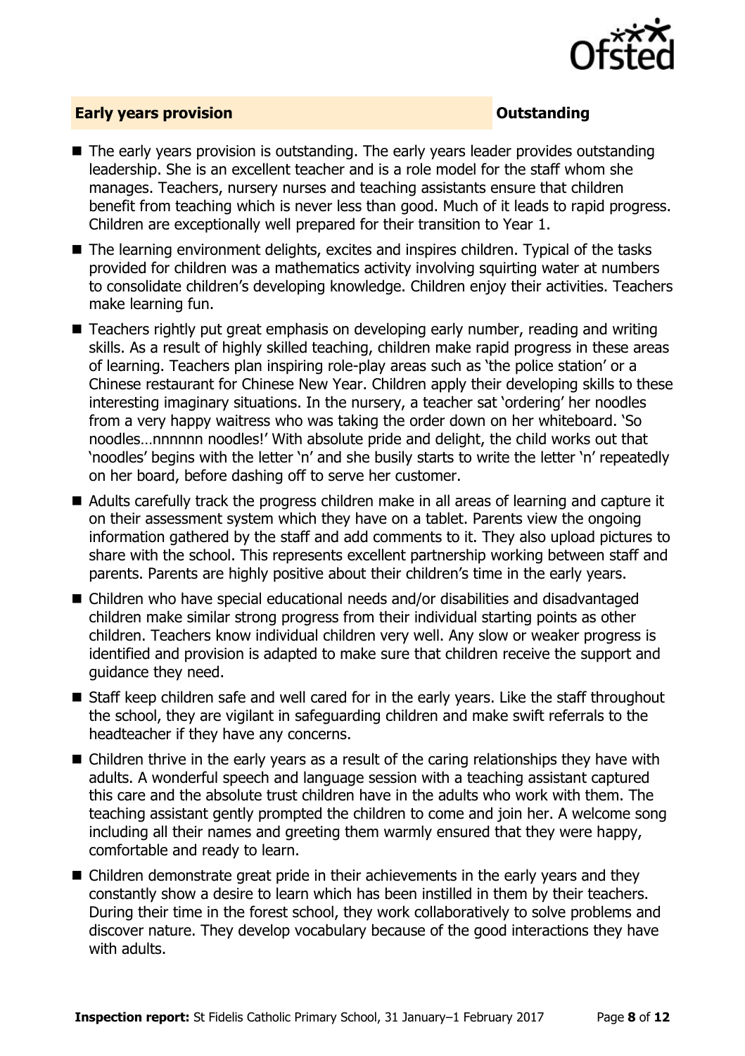## Early years provision — Outstanding

- The early years provision is outstanding. The early years leader provides outstanding leadership. She is an excellent teacher and is a role model for the staff whom she manages. Teachers, nursery nurses and teaching assistants ensure that children benefit from teaching which is never less than good. Much of it leads to rapid progress. Children are exceptionally well prepared for their transition to Year 1.
- The learning environment delights, excites and inspires children. Typical of the tasks provided for children was a mathematics activity involving squirting water at numbers to consolidate children's developing knowledge. Children enjoy their activities. Teachers make learning fun.
- Teachers rightly put great emphasis on developing early number, reading and writing skills. As a result of highly skilled teaching, children make rapid progress in these areas of learning. Teachers plan inspiring role-play areas such as 'the police station' or a Chinese restaurant for Chinese New Year. Children apply their developing skills to these interesting imaginary situations. In the nursery, a teacher sat 'ordering' her noodles from a very happy waitress who was taking the order down on her whiteboard. 'So noodles…nnnnnn noodles!' With absolute pride and delight, the child works out that 'noodles' begins with the letter 'n' and she busily starts to write the letter 'n' repeatedly on her board, before dashing off to serve her customer.
- Adults carefully track the progress children make in all areas of learning and capture it on their assessment system which they have on a tablet. Parents view the ongoing information gathered by the staff and add comments to it. They also upload pictures to share with the school. This represents excellent partnership working between staff and parents. Parents are highly positive about their children's time in the early years.
- Children who have special educational needs and/or disabilities and disadvantaged children make similar strong progress from their individual starting points as other children. Teachers know individual children very well. Any slow or weaker progress is identified and provision is adapted to make sure that children receive the support and guidance they need.
- Staff keep children safe and well cared for in the early years. Like the staff throughout the school, they are vigilant in safeguarding children and make swift referrals to the headteacher if they have any concerns.
- Children thrive in the early years as a result of the caring relationships they have with adults. A wonderful speech and language session with a teaching assistant captured this care and the absolute trust children have in the adults who work with them. The teaching assistant gently prompted the children to come and join her. A welcome song including all their names and greeting them warmly ensured that they were happy, comfortable and ready to learn.
- Children demonstrate great pride in their achievements in the early years and they constantly show a desire to learn which has been instilled in them by their teachers. During their time in the forest school, they work collaboratively to solve problems and discover nature. They develop vocabulary because of the good interactions they have with adults.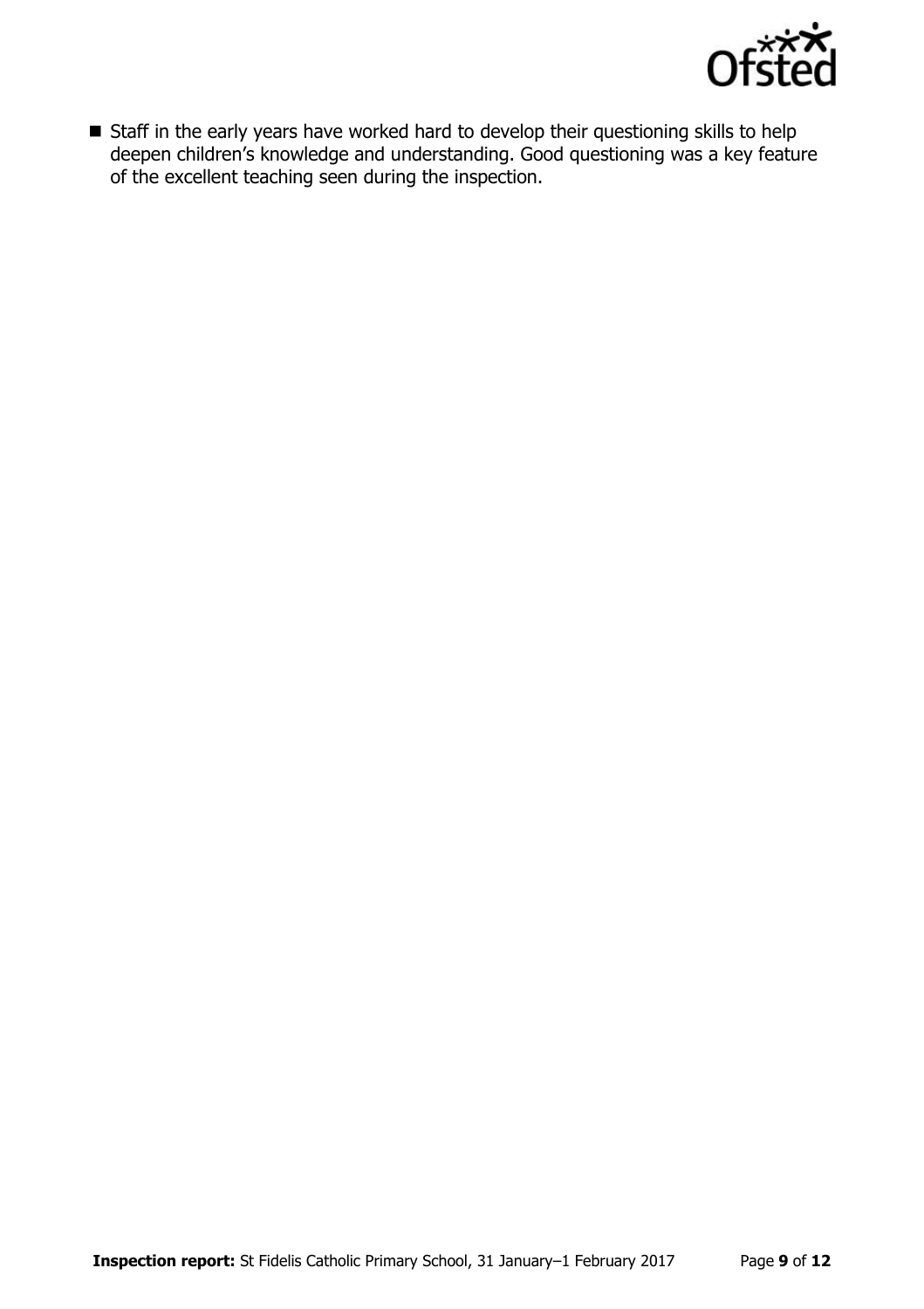- Staff in the early years have worked hard to develop their questioning skills to help deepen children's knowledge and understanding. Good questioning was a key feature of the excellent teaching seen during the inspection.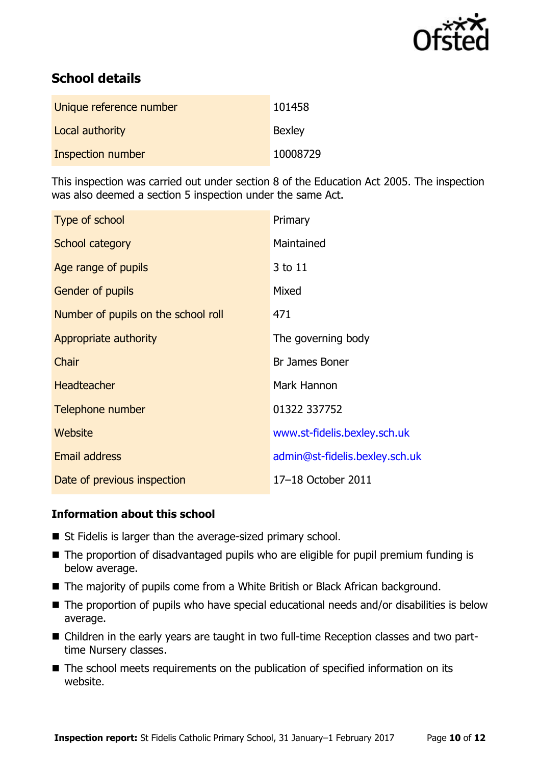## School details

| | |
|---|---|
| Unique reference number | 101458 |
| Local authority | Bexley |
| Inspection number | 10008729 |

This inspection was carried out under section 8 of the Education Act 2005. The inspection was also deemed a section 5 inspection under the same Act.

| | |
|---|---|
| Type of school | Primary |
| School category | Maintained |
| Age range of pupils | 3 to 11 |
| Gender of pupils | Mixed |
| Number of pupils on the school roll | 471 |
| Appropriate authority | The governing body |
| Chair | Br James Boner |
| Headteacher | Mark Hannon |
| Telephone number | 01322 337752 |
| Website | www.st-fidelis.bexley.sch.uk |
| Email address | admin@st-fidelis.bexley.sch.uk |
| Date of previous inspection | 17–18 October 2011 |

### Information about this school

- St Fidelis is larger than the average-sized primary school.
- The proportion of disadvantaged pupils who are eligible for pupil premium funding is below average.
- The majority of pupils come from a White British or Black African background.
- The proportion of pupils who have special educational needs and/or disabilities is below average.
- Children in the early years are taught in two full-time Reception classes and two part-time Nursery classes.
- The school meets requirements on the publication of specified information on its website.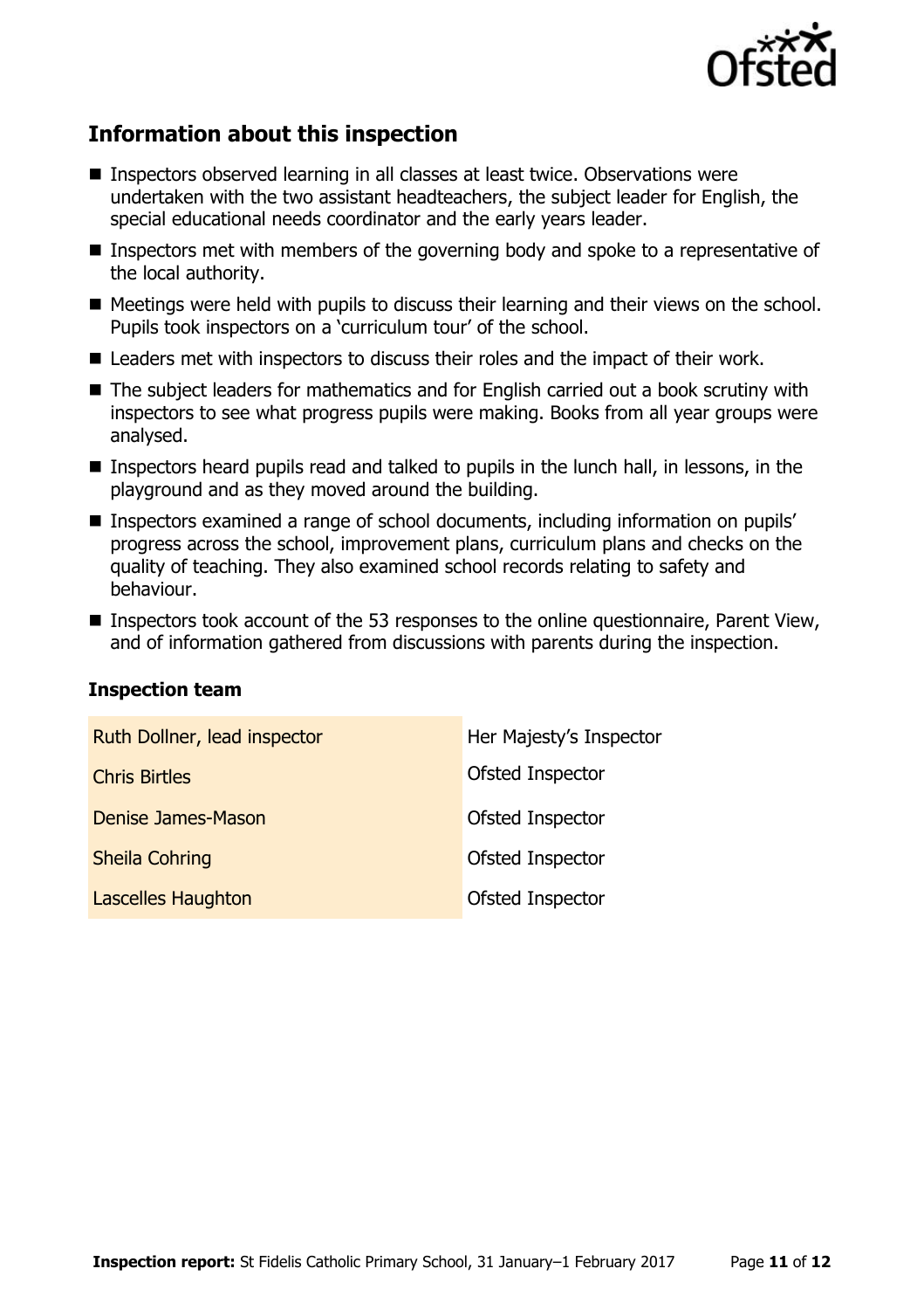## Information about this inspection

- Inspectors observed learning in all classes at least twice. Observations were undertaken with the two assistant headteachers, the subject leader for English, the special educational needs coordinator and the early years leader.
- Inspectors met with members of the governing body and spoke to a representative of the local authority.
- Meetings were held with pupils to discuss their learning and their views on the school. Pupils took inspectors on a 'curriculum tour' of the school.
- Leaders met with inspectors to discuss their roles and the impact of their work.
- The subject leaders for mathematics and for English carried out a book scrutiny with inspectors to see what progress pupils were making. Books from all year groups were analysed.
- Inspectors heard pupils read and talked to pupils in the lunch hall, in lessons, in the playground and as they moved around the building.
- Inspectors examined a range of school documents, including information on pupils' progress across the school, improvement plans, curriculum plans and checks on the quality of teaching. They also examined school records relating to safety and behaviour.
- Inspectors took account of the 53 responses to the online questionnaire, Parent View, and of information gathered from discussions with parents during the inspection.

### Inspection team

| | |
|---|---|
| Ruth Dollner, lead inspector | Her Majesty's Inspector |
| Chris Birtles | Ofsted Inspector |
| Denise James-Mason | Ofsted Inspector |
| Sheila Cohring | Ofsted Inspector |
| Lascelles Haughton | Ofsted Inspector |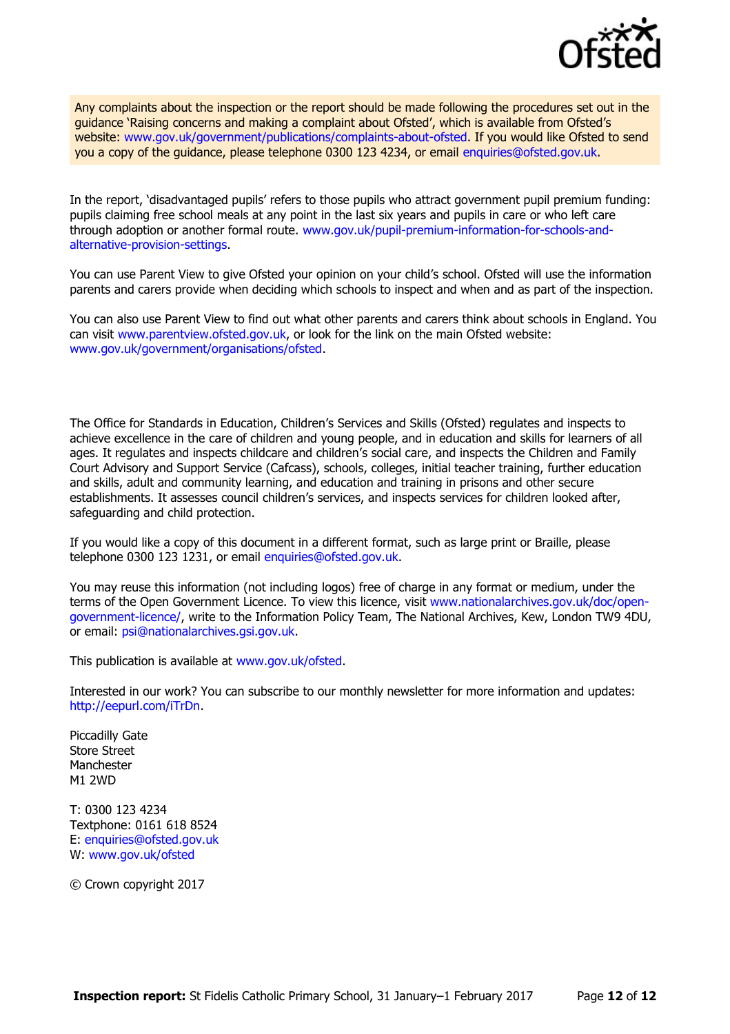Any complaints about the inspection or the report should be made following the procedures set out in the guidance 'Raising concerns and making a complaint about Ofsted', which is available from Ofsted's website: www.gov.uk/government/publications/complaints-about-ofsted. If you would like Ofsted to send you a copy of the guidance, please telephone 0300 123 4234, or email enquiries@ofsted.gov.uk.

In the report, 'disadvantaged pupils' refers to those pupils who attract government pupil premium funding: pupils claiming free school meals at any point in the last six years and pupils in care or who left care through adoption or another formal route. www.gov.uk/pupil-premium-information-for-schools-and-alternative-provision-settings.

You can use Parent View to give Ofsted your opinion on your child's school. Ofsted will use the information parents and carers provide when deciding which schools to inspect and when and as part of the inspection.

You can also use Parent View to find out what other parents and carers think about schools in England. You can visit www.parentview.ofsted.gov.uk, or look for the link on the main Ofsted website: www.gov.uk/government/organisations/ofsted.

The Office for Standards in Education, Children's Services and Skills (Ofsted) regulates and inspects to achieve excellence in the care of children and young people, and in education and skills for learners of all ages. It regulates and inspects childcare and children's social care, and inspects the Children and Family Court Advisory and Support Service (Cafcass), schools, colleges, initial teacher training, further education and skills, adult and community learning, and education and training in prisons and other secure establishments. It assesses council children's services, and inspects services for children looked after, safeguarding and child protection.

If you would like a copy of this document in a different format, such as large print or Braille, please telephone 0300 123 1231, or email enquiries@ofsted.gov.uk.

You may reuse this information (not including logos) free of charge in any format or medium, under the terms of the Open Government Licence. To view this licence, visit www.nationalarchives.gov.uk/doc/open-government-licence/, write to the Information Policy Team, The National Archives, Kew, London TW9 4DU, or email: psi@nationalarchives.gsi.gov.uk.

This publication is available at www.gov.uk/ofsted.

Interested in our work? You can subscribe to our monthly newsletter for more information and updates: http://eepurl.com/iTrDn.

Piccadilly Gate
Store Street
Manchester
M1 2WD

T: 0300 123 4234
Textphone: 0161 618 8524
E: enquiries@ofsted.gov.uk
W: www.gov.uk/ofsted

© Crown copyright 2017